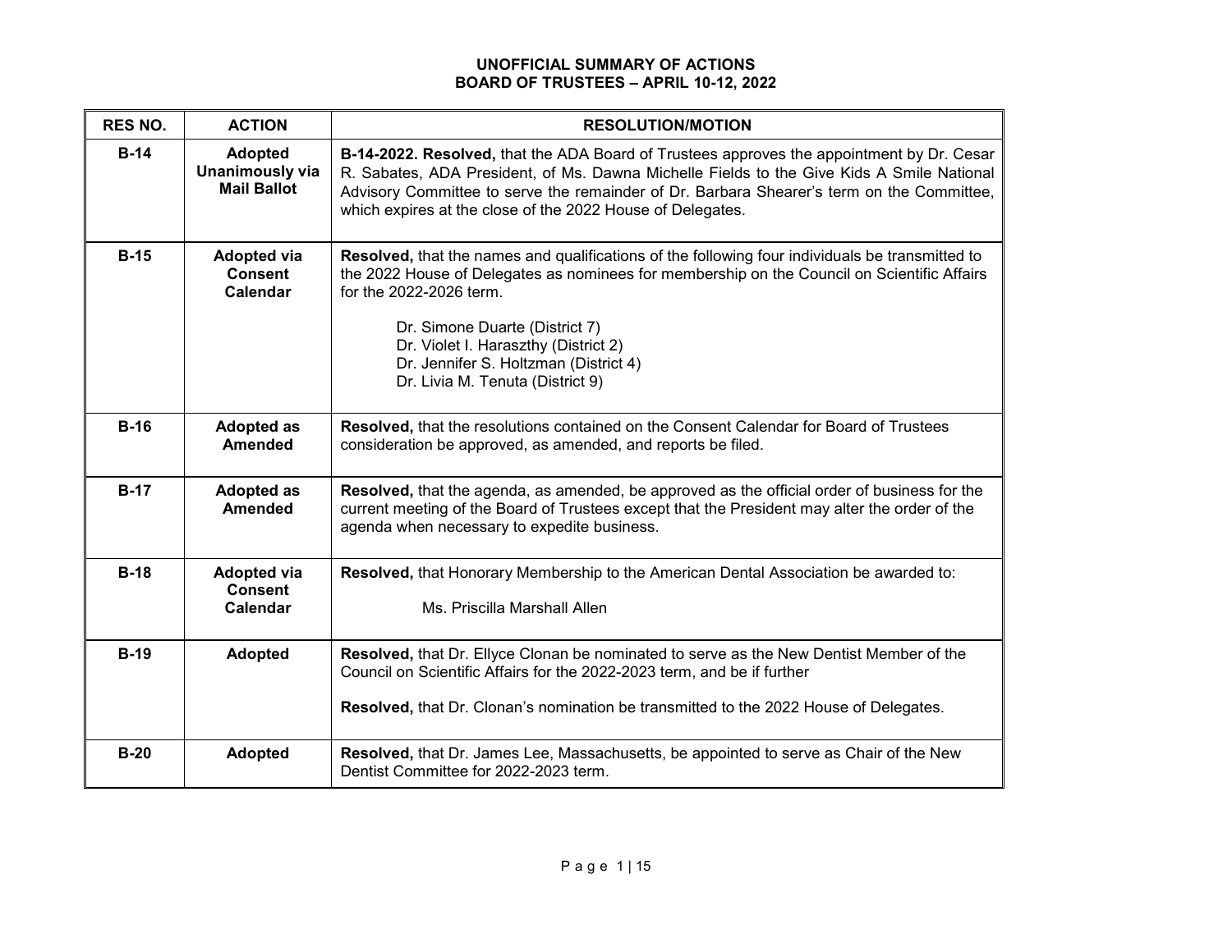**UNOFFICIAL SUMMARY OF ACTIONS**
**BOARD OF TRUSTEES – APRIL 10-12, 2022**

| RES NO. | ACTION | RESOLUTION/MOTION |
|---|---|---|
| **B-14** | **Adopted Unanimously via Mail Ballot** | **B-14-2022. Resolved,** that the ADA Board of Trustees approves the appointment by Dr. Cesar R. Sabates, ADA President, of Ms. Dawna Michelle Fields to the Give Kids A Smile National Advisory Committee to serve the remainder of Dr. Barbara Shearer's term on the Committee, which expires at the close of the 2022 House of Delegates. |
| **B-15** | **Adopted via Consent Calendar** | **Resolved,** that the names and qualifications of the following four individuals be transmitted to the 2022 House of Delegates as nominees for membership on the Council on Scientific Affairs for the 2022-2026 term.<br><br>Dr. Simone Duarte (District 7)<br>Dr. Violet I. Haraszthy (District 2)<br>Dr. Jennifer S. Holtzman (District 4)<br>Dr. Livia M. Tenuta (District 9) |
| **B-16** | **Adopted as Amended** | **Resolved,** that the resolutions contained on the Consent Calendar for Board of Trustees consideration be approved, as amended, and reports be filed. |
| **B-17** | **Adopted as Amended** | **Resolved,** that the agenda, as amended, be approved as the official order of business for the current meeting of the Board of Trustees except that the President may alter the order of the agenda when necessary to expedite business. |
| **B-18** | **Adopted via Consent Calendar** | **Resolved,** that Honorary Membership to the American Dental Association be awarded to:<br><br>Ms. Priscilla Marshall Allen |
| **B-19** | **Adopted** | **Resolved,** that Dr. Ellyce Clonan be nominated to serve as the New Dentist Member of the Council on Scientific Affairs for the 2022-2023 term, and be if further<br><br>**Resolved,** that Dr. Clonan's nomination be transmitted to the 2022 House of Delegates. |
| **B-20** | **Adopted** | **Resolved,** that Dr. James Lee, Massachusetts, be appointed to serve as Chair of the New Dentist Committee for 2022-2023 term. |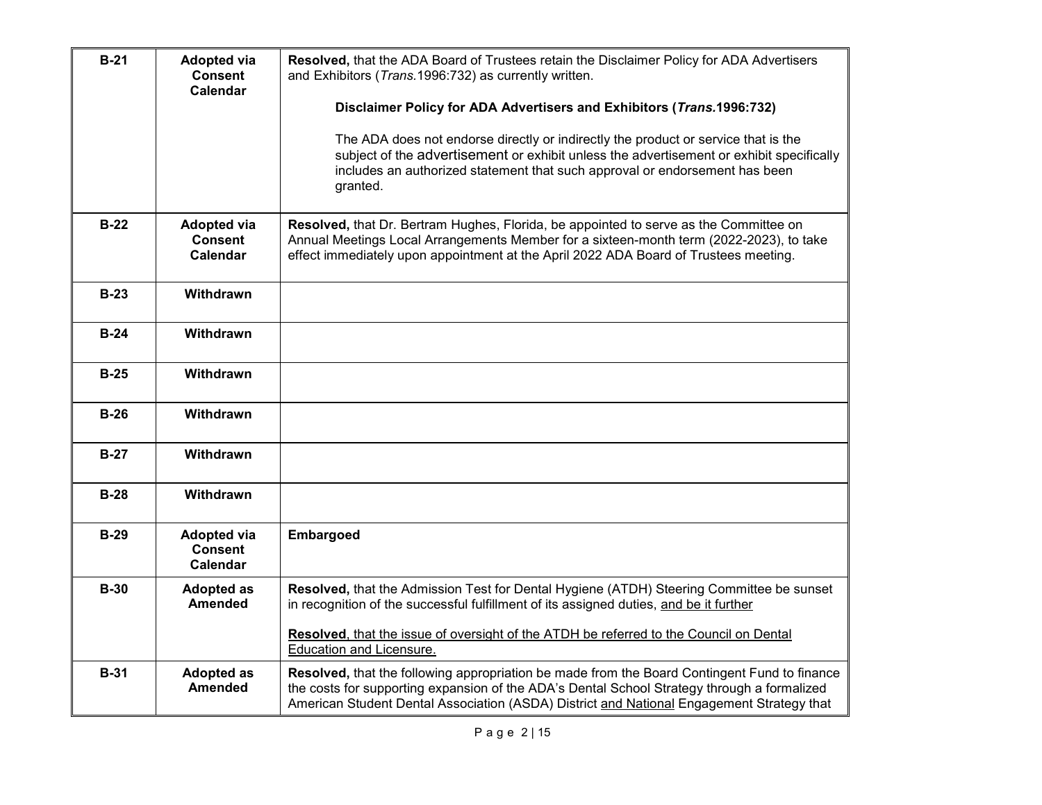| | | |
|---|---|---|
| **B-21** | **Adopted via Consent Calendar** | **Resolved,** that the ADA Board of Trustees retain the Disclaimer Policy for ADA Advertisers and Exhibitors (*Trans.*1996:732) as currently written.<br><br>**Disclaimer Policy for ADA Advertisers and Exhibitors (*Trans.*1996:732)**<br><br>The ADA does not endorse directly or indirectly the product or service that is the subject of the advertisement or exhibit unless the advertisement or exhibit specifically includes an authorized statement that such approval or endorsement has been granted. |
| **B-22** | **Adopted via Consent Calendar** | **Resolved,** that Dr. Bertram Hughes, Florida, be appointed to serve as the Committee on Annual Meetings Local Arrangements Member for a sixteen-month term (2022-2023), to take effect immediately upon appointment at the April 2022 ADA Board of Trustees meeting. |
| **B-23** | **Withdrawn** | |
| **B-24** | **Withdrawn** | |
| **B-25** | **Withdrawn** | |
| **B-26** | **Withdrawn** | |
| **B-27** | **Withdrawn** | |
| **B-28** | **Withdrawn** | |
| **B-29** | **Adopted via Consent Calendar** | **Embargoed** |
| **B-30** | **Adopted as Amended** | **Resolved,** that the Admission Test for Dental Hygiene (ATDH) Steering Committee be sunset in recognition of the successful fulfillment of its assigned duties, <u>and be it further</u><br><br><u>**Resolved**, that the issue of oversight of the ATDH be referred to the Council on Dental Education and Licensure.</u> |
| **B-31** | **Adopted as Amended** | **Resolved,** that the following appropriation be made from the Board Contingent Fund to finance the costs for supporting expansion of the ADA's Dental School Strategy through a formalized American Student Dental Association (ASDA) District <u>and National</u> Engagement Strategy that |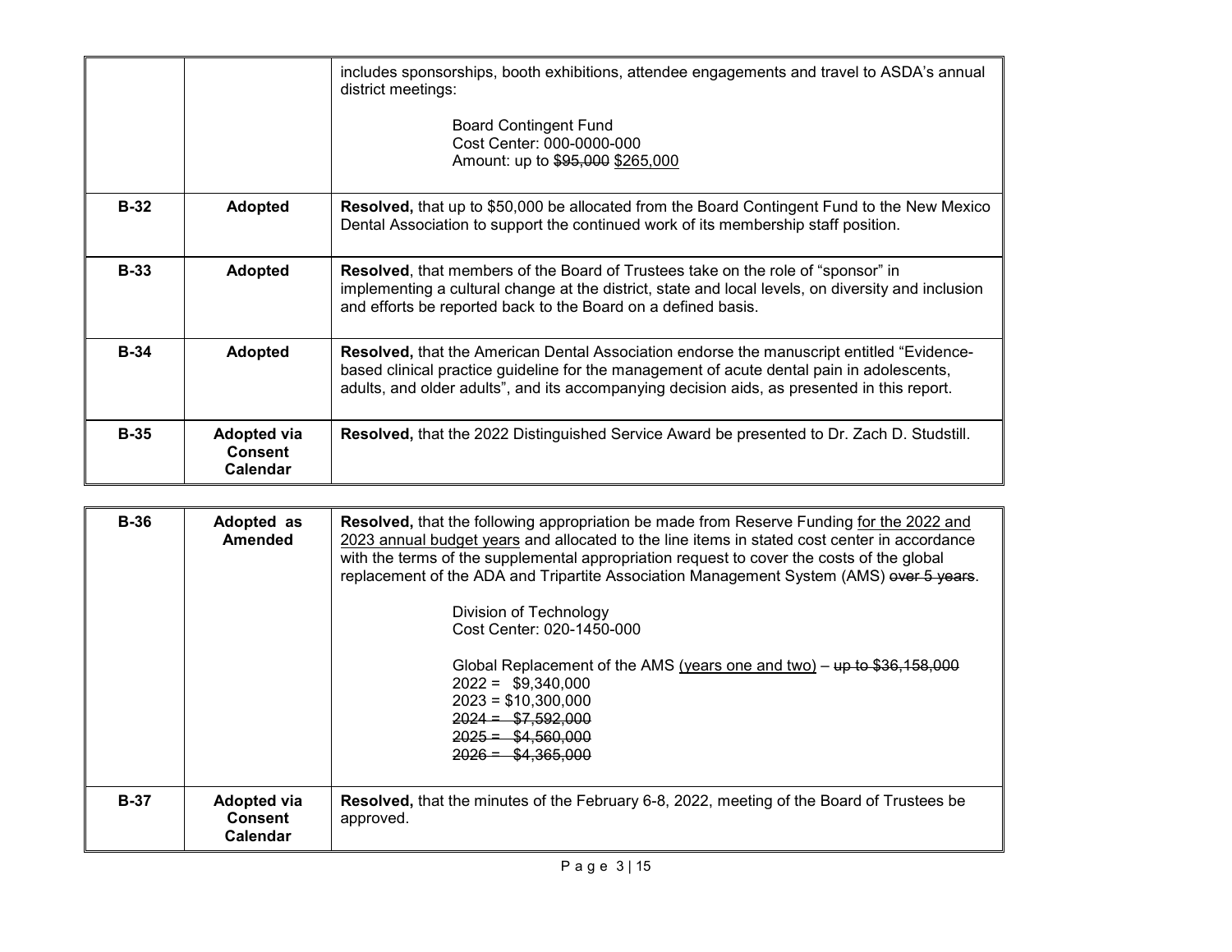| | | |
|---|---|---|
| | | includes sponsorships, booth exhibitions, attendee engagements and travel to ASDA's annual district meetings:<br><br>Board Contingent Fund<br>Cost Center: 000-0000-000<br>Amount: up to ~~$95,000~~ <u>$265,000</u> |
| **B-32** | **Adopted** | **Resolved,** that up to $50,000 be allocated from the Board Contingent Fund to the New Mexico Dental Association to support the continued work of its membership staff position. |
| **B-33** | **Adopted** | **Resolved**, that members of the Board of Trustees take on the role of "sponsor" in implementing a cultural change at the district, state and local levels, on diversity and inclusion and efforts be reported back to the Board on a defined basis. |
| **B-34** | **Adopted** | **Resolved,** that the American Dental Association endorse the manuscript entitled "Evidence-based clinical practice guideline for the management of acute dental pain in adolescents, adults, and older adults", and its accompanying decision aids, as presented in this report. |
| **B-35** | **Adopted via Consent Calendar** | **Resolved,** that the 2022 Distinguished Service Award be presented to Dr. Zach D. Studstill. |

| | | |
|---|---|---|
| **B-36** | **Adopted as Amended** | **Resolved,** that the following appropriation be made from Reserve Funding <u>for the 2022 and 2023 annual budget years</u> and allocated to the line items in stated cost center in accordance with the terms of the supplemental appropriation request to cover the costs of the global replacement of the ADA and Tripartite Association Management System (AMS) ~~over 5 years~~.<br><br>Division of Technology<br>Cost Center: 020-1450-000<br><br>Global Replacement of the AMS <u>(years one and two)</u> – ~~up to $36,158,000~~<br>2022 = $9,340,000<br>2023 = $10,300,000<br>~~2024 = $7,592,000~~<br>~~2025 = $4,560,000~~<br>~~2026 = $4,365,000~~ |
| **B-37** | **Adopted via Consent Calendar** | **Resolved,** that the minutes of the February 6-8, 2022, meeting of the Board of Trustees be approved. |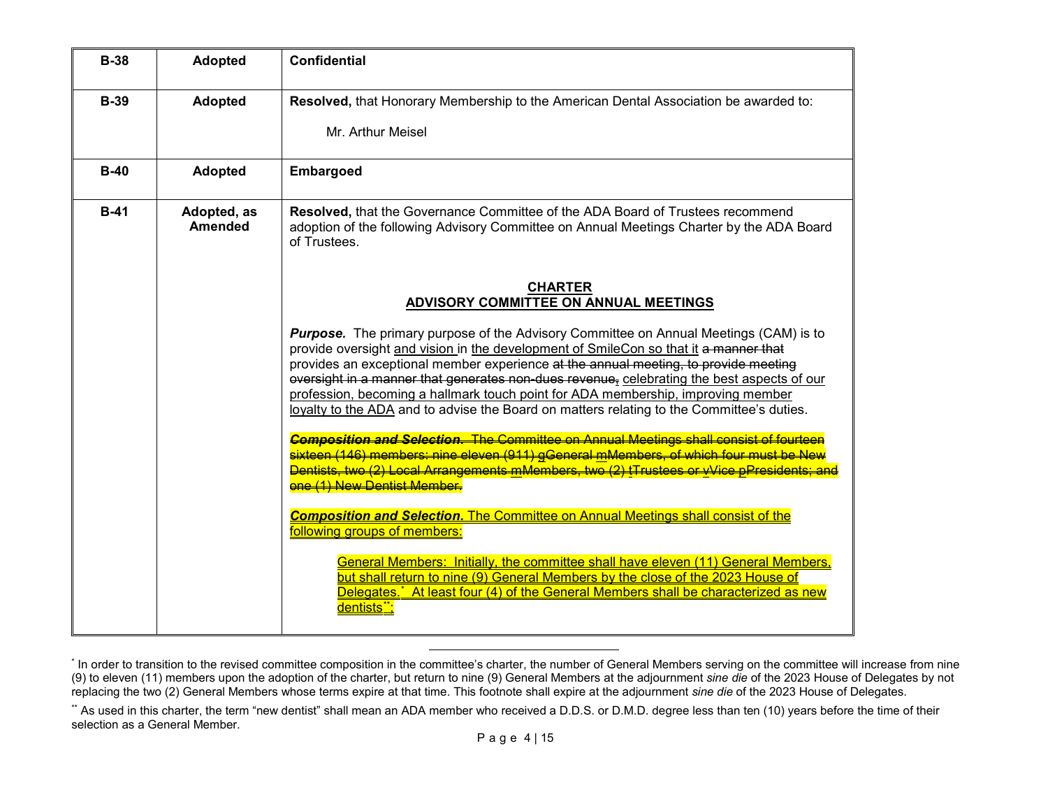| | | |
|---|---|---|
| **B-38** | **Adopted** | **Confidential** |
| **B-39** | **Adopted** | **Resolved,** that Honorary Membership to the American Dental Association be awarded to:<br><br>Mr. Arthur Meisel |
| **B-40** | **Adopted** | **Embargoed** |
| **B-41** | **Adopted, as Amended** | **Resolved,** that the Governance Committee of the ADA Board of Trustees recommend adoption of the following Advisory Committee on Annual Meetings Charter by the ADA Board of Trustees.<br><br>**CHARTER**<br>**ADVISORY COMMITTEE ON ANNUAL MEETINGS**<br><br>***Purpose.*** The primary purpose of the Advisory Committee on Annual Meetings (CAM) is to provide oversight and vision in the development of SmileCon so that it ~~a manner that~~ provides an exceptional member experience ~~at the annual meeting, to provide meeting oversight in a manner that generates non-dues revenue,~~ celebrating the best aspects of our profession, becoming a hallmark touch point for ADA membership, improving member loyalty to the ADA and to advise the Board on matters relating to the Committee's duties.<br><br>~~***Composition and Selection.*** The Committee on Annual Meetings shall consist of fourteen sixteen (146) members: nine eleven (911) gGeneral mMembers, of which four must be New Dentists, two (2) Local Arrangements mMembers, two (2) tTrustees or vVice pPresidents; and one (1) New Dentist Member.~~<br><br>***Composition and Selection.*** The Committee on Annual Meetings shall consist of the following groups of members:<br><br>General Members: Initially, the committee shall have eleven (11) General Members, but shall return to nine (9) General Members by the close of the 2023 House of Delegates.[*] At least four (4) of the General Members shall be characterized as new dentists[**]; |

[*] In order to transition to the revised committee composition in the committee's charter, the number of General Members serving on the committee will increase from nine (9) to eleven (11) members upon the adoption of the charter, but return to nine (9) General Members at the adjournment *sine die* of the 2023 House of Delegates by not replacing the two (2) General Members whose terms expire at that time. This footnote shall expire at the adjournment *sine die* of the 2023 House of Delegates.

[**] As used in this charter, the term "new dentist" shall mean an ADA member who received a D.D.S. or D.M.D. degree less than ten (10) years before the time of their selection as a General Member.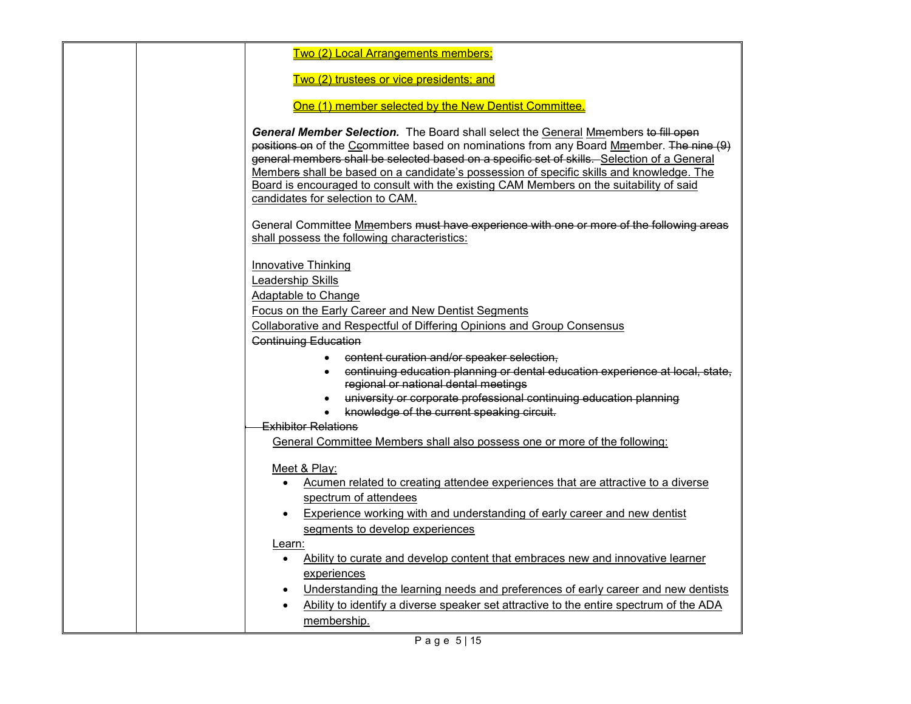| | | Two (2) Local Arrangements members;<br><br>Two (2) trustees or vice presidents; and<br><br>One (1) member selected by the New Dentist Committee.<br><br>***General Member Selection.*** The Board shall select the General Mmembers ~~to fill open positions on~~ of the Ccommittee based on nominations from any Board Mmember. ~~The nine (9) general members shall be selected based on a specific set of skills.~~ Selection of a General Members shall be based on a candidate's possession of specific skills and knowledge. The Board is encouraged to consult with the existing CAM Members on the suitability of said candidates for selection to CAM.<br><br>General Committee Mmembers ~~must have experience with one or more of the following areas~~ shall possess the following characteristics:<br><br>Innovative Thinking<br>Leadership Skills<br>Adaptable to Change<br>Focus on the Early Career and New Dentist Segments<br>Collaborative and Respectful of Differing Opinions and Group Consensus<br>~~Continuing Education~~<br>• ~~content curation and/or speaker selection,~~<br>• ~~continuing education planning or dental education experience at local, state, regional or national dental meetings~~<br>• ~~university or corporate professional continuing education planning~~<br>• ~~knowledge of the current speaking circuit.~~<br>~~Exhibitor Relations~~<br>General Committee Members shall also possess one or more of the following:<br><br>Meet & Play:<br>• Acumen related to creating attendee experiences that are attractive to a diverse spectrum of attendees<br>• Experience working with and understanding of early career and new dentist segments to develop experiences<br>Learn:<br>• Ability to curate and develop content that embraces new and innovative learner experiences<br>• Understanding the learning needs and preferences of early career and new dentists<br>• Ability to identify a diverse speaker set attractive to the entire spectrum of the ADA membership. |
|---|---|---|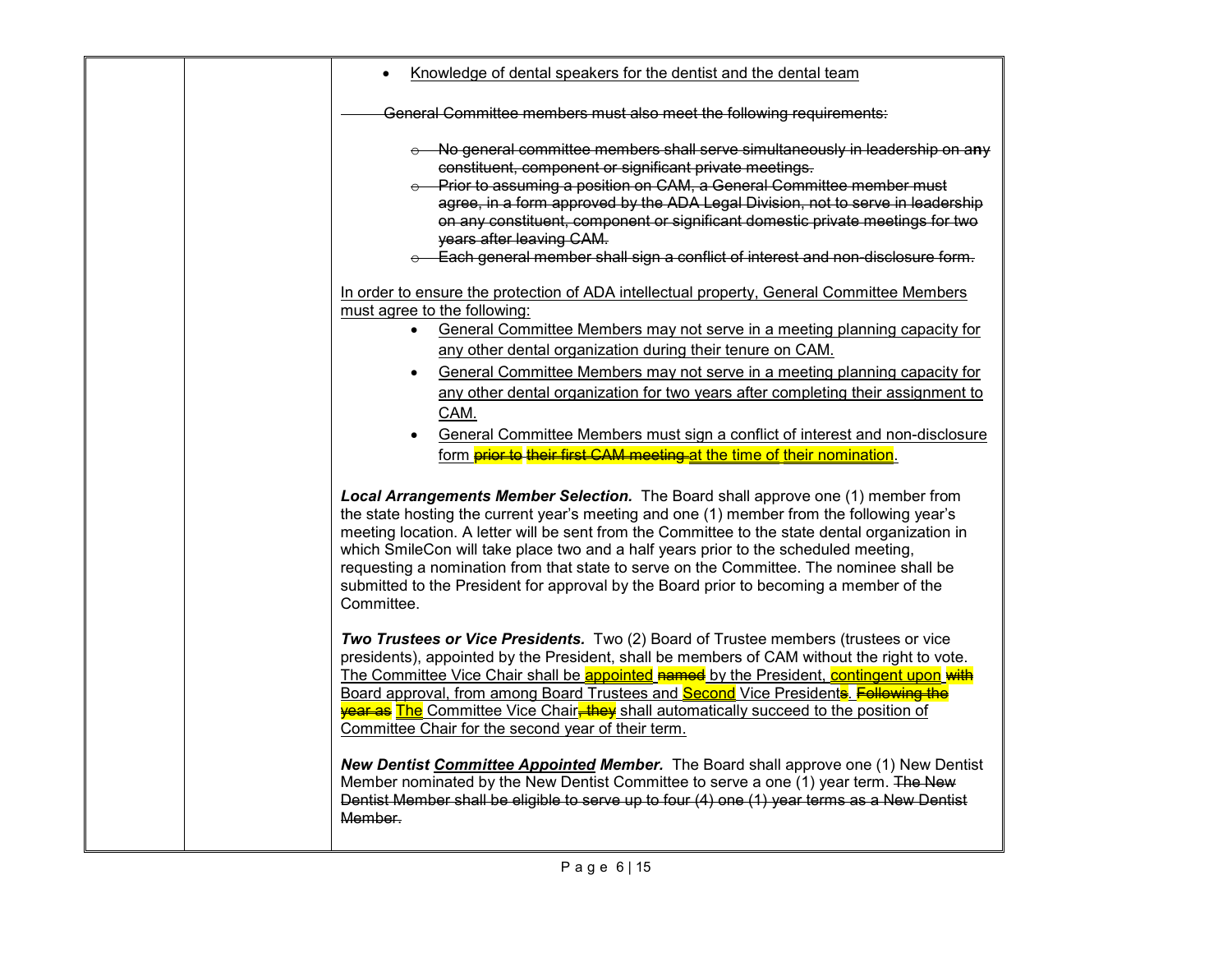| | | • <u>Knowledge of dental speakers for the dentist and the dental team</u><br><br>~~General Committee members must also meet the following requirements:~~<br><br>~~o No general committee members shall serve simultaneously in leadership on any constituent, component or significant private meetings.~~<br>~~o Prior to assuming a position on CAM, a General Committee member must agree, in a form approved by the ADA Legal Division, not to serve in leadership on any constituent, component or significant domestic private meetings for two years after leaving CAM.~~<br>~~o Each general member shall sign a conflict of interest and non-disclosure form.~~<br><br><u>In order to ensure the protection of ADA intellectual property, General Committee Members must agree to the following:</u><br>• <u>General Committee Members may not serve in a meeting planning capacity for any other dental organization during their tenure on CAM.</u><br>• <u>General Committee Members may not serve in a meeting planning capacity for any other dental organization for two years after completing their assignment to CAM.</u><br>• <u>General Committee Members must sign a conflict of interest and non-disclosure form ~~prior to~~ ~~their first CAM meeting~~ at the time of their nomination</u>.<br><br>***Local Arrangements Member Selection.*** The Board shall approve one (1) member from the state hosting the current year's meeting and one (1) member from the following year's meeting location. A letter will be sent from the Committee to the state dental organization in which SmileCon will take place two and a half years prior to the scheduled meeting, requesting a nomination from that state to serve on the Committee. The nominee shall be submitted to the President for approval by the Board prior to becoming a member of the Committee.<br><br>***Two Trustees or Vice Presidents.*** Two (2) Board of Trustee members (trustees or vice presidents), appointed by the President, shall be members of CAM without the right to vote. <u>The Committee Vice Chair shall be appointed</u> ~~named~~ <u>by the President, contingent upon</u> ~~with~~ <u>Board approval, from among Board Trustees and Second Vice President</u>~~s~~<u>.</u> ~~Following the year as~~ <u>The</u> <u>Committee Vice Chair</u>~~, they~~ <u>shall automatically succeed to the position of Committee Chair for the second year of their term.</u><br><br>***New Dentist <u>Committee Appointed</u> Member.*** The Board shall approve one (1) New Dentist Member nominated by the New Dentist Committee to serve a one (1) year term. ~~The New Dentist Member shall be eligible to serve up to four (4) one (1) year terms as a New Dentist Member.~~ |
|---|---|---|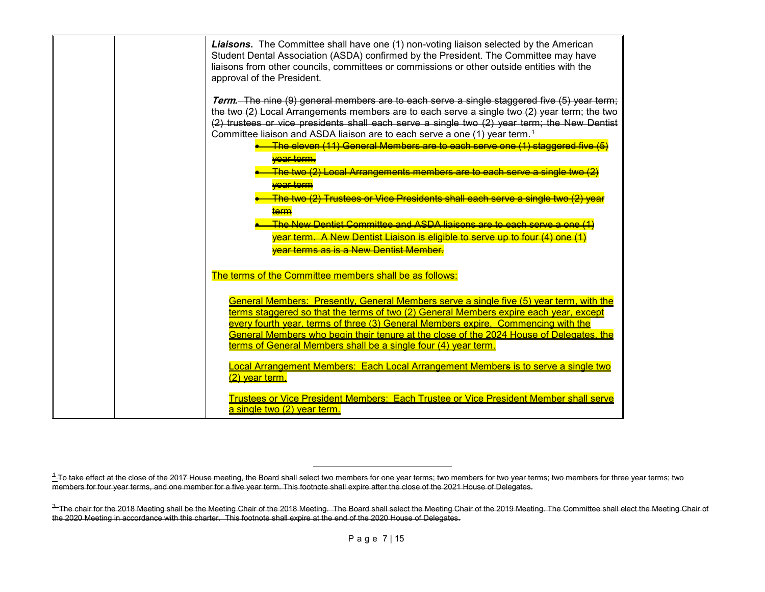| | | ***Liaisons.*** The Committee shall have one (1) non-voting liaison selected by the American Student Dental Association (ASDA) confirmed by the President. The Committee may have liaisons from other councils, committees or commissions or other outside entities with the approval of the President.<br><br>***Term.*** ~~The nine (9) general members are to each serve a single staggered five (5) year term; the two (2) Local Arrangements members are to each serve a single two (2) year term; the two (2) trustees or vice presidents shall each serve a single two (2) year term; the New Dentist Committee liaison and ASDA liaison are to each serve a one (1) year term.[1]~~<br>• ~~The eleven (11) General Members are to each serve one (1) staggered five (5) year term.~~<br>• ~~The two (2) Local Arrangements members are to each serve a single two (2) year term~~<br>• ~~The two (2) Trustees or Vice Presidents shall each serve a single two (2) year term~~<br>• ~~The New Dentist Committee and ASDA liaisons are to each serve a one (1) year term. A New Dentist Liaison is eligible to serve up to four (4) one (1) year terms as is a New Dentist Member.~~<br><br><u>The terms of the Committee members shall be as follows:</u><br><br><u>General Members: Presently, General Members serve a single five (5) year term, with the terms staggered so that the terms of two (2) General Members expire each year, except every fourth year, terms of three (3) General Members expire. Commencing with the General Members who begin their tenure at the close of the 2024 House of Delegates, the terms of General Members shall be a single four (4) year term.</u><br><br><u>Local Arrangement Members: Each Local Arrangement Member~~s~~ is to serve a single two (2) year term.</u><br><br><u>Trustees or Vice President Members: Each Trustee or Vice President Member shall serve a single two (2) year term.</u> |

---

~~[1] To take effect at the close of the 2017 House meeting, the Board shall select two members for one year terms; two members for two year terms; two members for three year terms; two members for four year terms, and one member for a five year term. This footnote shall expire after the close of the 2021 House of Delegates.~~

~~[3] The chair for the 2018 Meeting shall be the Meeting Chair of the 2018 Meeting. The Board shall select the Meeting Chair of the 2019 Meeting. The Committee shall elect the Meeting Chair of the 2020 Meeting in accordance with this charter. This footnote shall expire at the end of the 2020 House of Delegates.~~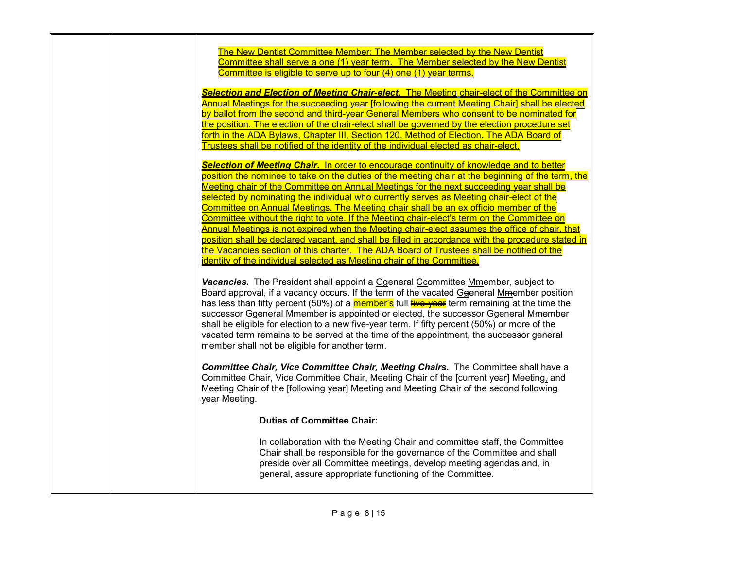| | | The New Dentist Committee Member: The Member selected by the New Dentist Committee shall serve a one (1) year term. The Member selected by the New Dentist Committee is eligible to serve up to four (4) one (1) year terms.<br><br>***Selection and Election of Meeting Chair-elect.*** The Meeting chair-elect of the Committee on Annual Meetings for the succeeding year [following the current Meeting Chair] shall be elected by ballot from the second and third-year General Members who consent to be nominated for the position. The election of the chair-elect shall be governed by the election procedure set forth in the ADA Bylaws, Chapter III, Section 120, Method of Election. The ADA Board of Trustees shall be notified of the identity of the individual elected as chair-elect.<br><br>***Selection of Meeting Chair.*** In order to encourage continuity of knowledge and to better position the nominee to take on the duties of the meeting chair at the beginning of the term, the Meeting chair of the Committee on Annual Meetings for the next succeeding year shall be selected by nominating the individual who currently serves as Meeting chair-elect of the Committee on Annual Meetings. The Meeting chair shall be an ex officio member of the Committee without the right to vote. If the Meeting chair-elect's term on the Committee on Annual Meetings is not expired when the Meeting chair-elect assumes the office of chair, that position shall be declared vacant, and shall be filled in accordance with the procedure stated in the Vacancies section of this charter. The ADA Board of Trustees shall be notified of the identity of the individual selected as Meeting chair of the Committee.<br><br>***Vacancies.*** The President shall appoint a Ggeneral Ccommittee Mmember, subject to Board approval, if a vacancy occurs. If the term of the vacated Ggeneral Mmember position has less than fifty percent (50%) of a member's full ~~five-year~~ term remaining at the time the successor Ggeneral Mmember is appointed ~~or elected~~, the successor Ggeneral Mmember shall be eligible for election to a new five-year term. If fifty percent (50%) or more of the vacated term remains to be served at the time of the appointment, the successor general member shall not be eligible for another term.<br><br>***Committee Chair, Vice Committee Chair, Meeting Chairs.*** The Committee shall have a Committee Chair, Vice Committee Chair, Meeting Chair of the [current year] Meeting, and Meeting Chair of the [following year] Meeting ~~and Meeting Chair of the second following year Meeting~~.<br><br>**Duties of Committee Chair:**<br><br>In collaboration with the Meeting Chair and committee staff, the Committee Chair shall be responsible for the governance of the Committee and shall preside over all Committee meetings, develop meeting agendas and, in general, assure appropriate functioning of the Committee. |
|---|---|---|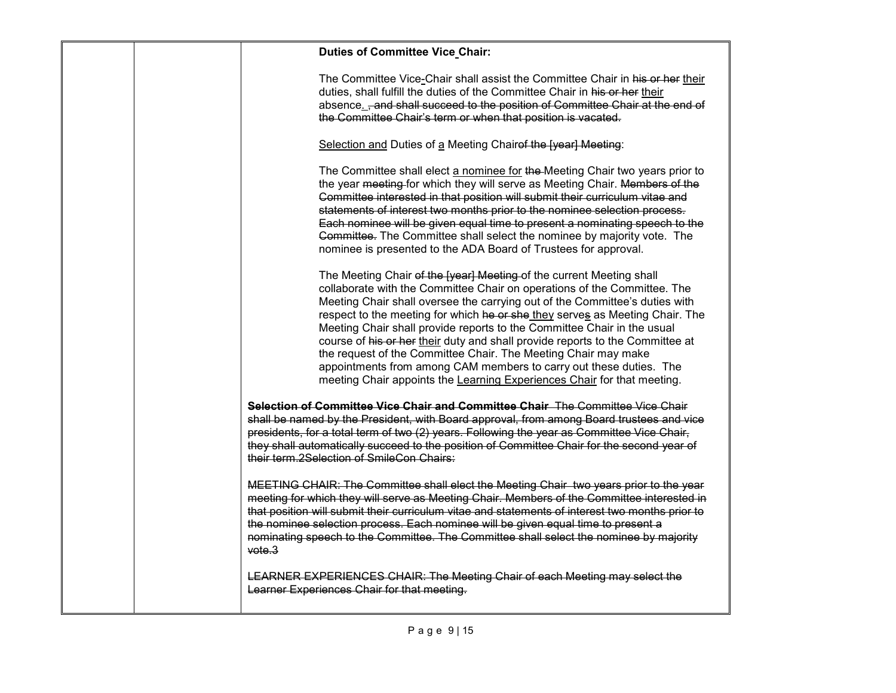**Duties of Committee Vice<u> </u>Chair:**

The Committee Vice<u>-</u>Chair shall assist the Committee Chair in ~~his or her~~ <u>their</u> duties, shall fulfill the duties of the Committee Chair in ~~his or her~~ <u>their</u> absence<u>.</u> ~~, and shall succeed to the position of Committee Chair at the end of the Committee Chair's term or when that position is vacated.~~

<u>Selection and</u> Duties of <u>a</u> Meeting Chair~~of the [year] Meeting~~:

The Committee shall elect <u>a nominee for</u> ~~the~~ Meeting Chair two years prior to the year ~~meeting~~ for which they will serve as Meeting Chair. ~~Members of the Committee interested in that position will submit their curriculum vitae and statements of interest two months prior to the nominee selection process. Each nominee will be given equal time to present a nominating speech to the Committee.~~ The Committee shall select the nominee by majority vote. The nominee is presented to the ADA Board of Trustees for approval.

The Meeting Chair ~~of the [year] Meeting~~ of the current Meeting shall collaborate with the Committee Chair on operations of the Committee. The Meeting Chair shall oversee the carrying out of the Committee's duties with respect to the meeting for which ~~he or she~~ <u>they</u> serve<u>s</u> as Meeting Chair. The Meeting Chair shall provide reports to the Committee Chair in the usual course of ~~his or her~~ <u>their</u> duty and shall provide reports to the Committee at the request of the Committee Chair. The Meeting Chair may make appointments from among CAM members to carry out these duties. The meeting Chair appoints the <u>Learning Experiences Chair</u> for that meeting.

~~**Selection of Committee Vice Chair and Committee Chair** The Committee Vice Chair shall be named by the President, with Board approval, from among Board trustees and vice presidents, for a total term of two (2) years. Following the year as Committee Vice Chair, they shall automatically succeed to the position of Committee Chair for the second year of their term.2Selection of SmileCon Chairs:~~

~~MEETING CHAIR: The Committee shall elect the Meeting Chair two years prior to the year meeting for which they will serve as Meeting Chair. Members of the Committee interested in that position will submit their curriculum vitae and statements of interest two months prior to the nominee selection process. Each nominee will be given equal time to present a nominating speech to the Committee. The Committee shall select the nominee by majority vote.3~~

~~LEARNER EXPERIENCES CHAIR: The Meeting Chair of each Meeting may select the Learner Experiences Chair for that meeting.~~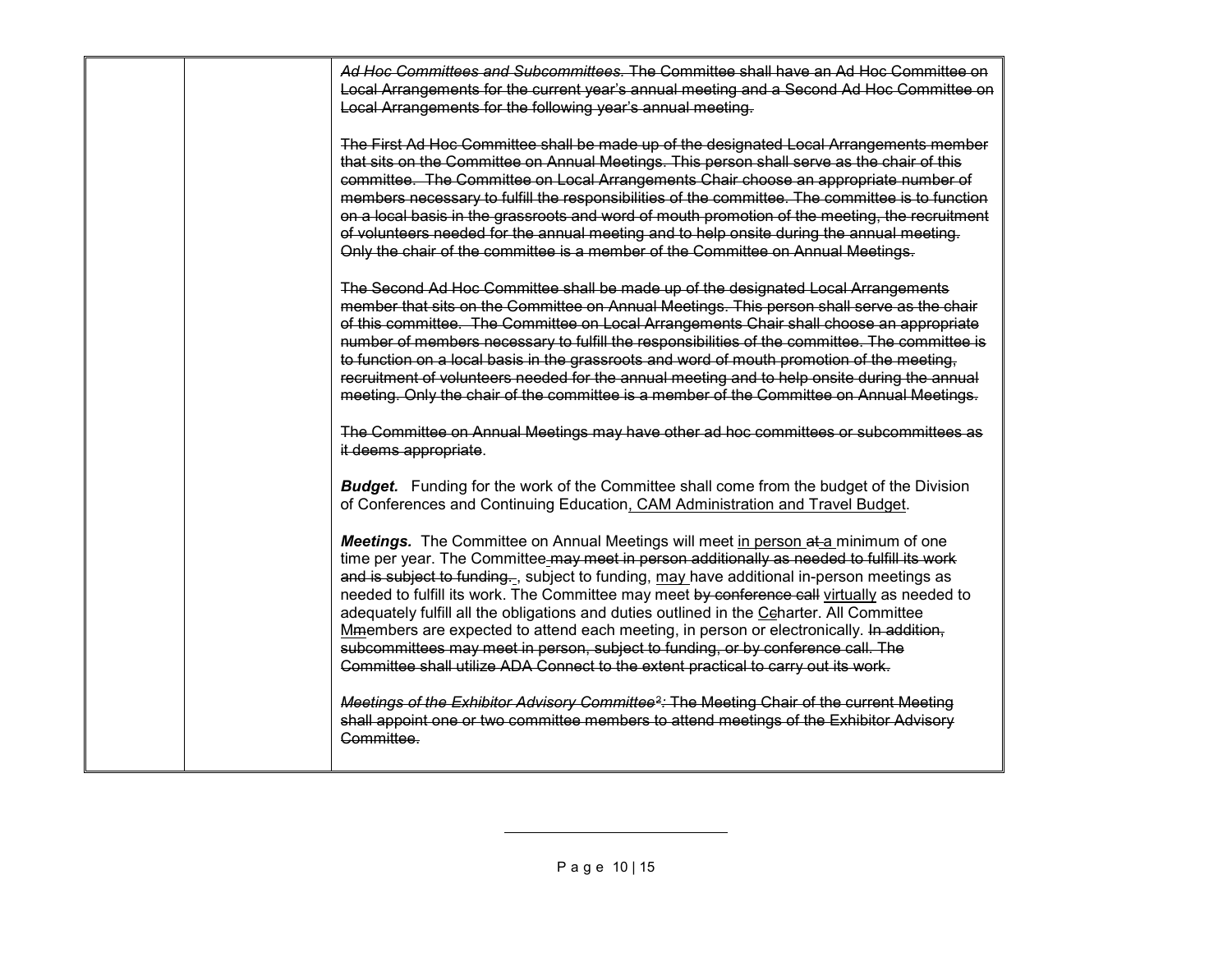~~*Ad Hoc Committees and Subcommittees.* The Committee shall have an Ad Hoc Committee on Local Arrangements for the current year's annual meeting and a Second Ad Hoc Committee on Local Arrangements for the following year's annual meeting.~~

~~The First Ad Hoc Committee shall be made up of the designated Local Arrangements member that sits on the Committee on Annual Meetings. This person shall serve as the chair of this committee. The Committee on Local Arrangements Chair choose an appropriate number of members necessary to fulfill the responsibilities of the committee. The committee is to function on a local basis in the grassroots and word of mouth promotion of the meeting, the recruitment of volunteers needed for the annual meeting and to help onsite during the annual meeting. Only the chair of the committee is a member of the Committee on Annual Meetings.~~

~~The Second Ad Hoc Committee shall be made up of the designated Local Arrangements member that sits on the Committee on Annual Meetings. This person shall serve as the chair of this committee. The Committee on Local Arrangements Chair shall choose an appropriate number of members necessary to fulfill the responsibilities of the committee. The committee is to function on a local basis in the grassroots and word of mouth promotion of the meeting, recruitment of volunteers needed for the annual meeting and to help onsite during the annual meeting. Only the chair of the committee is a member of the Committee on Annual Meetings.~~

~~The Committee on Annual Meetings may have other ad hoc committees or subcommittees as it deems appropriate~~.

***Budget.*** Funding for the work of the Committee shall come from the budget of the Division of Conferences and Continuing Education<u>, CAM Administration and Travel Budget</u>.

***Meetings.*** The Committee on Annual Meetings will meet <u>in person</u> ~~at~~ <u>a</u> minimum of one time per year. The Committee ~~may meet in person additionally as needed to fulfill its work and is subject to funding.~~ , subject to funding, <u>may</u> have additional in-person meetings as needed to fulfill its work. The Committee may meet ~~by conference call~~ <u>virtually</u> as needed to adequately fulfill all the obligations and duties outlined in the <u>C</u>~~c~~harter. All Committee <u>M</u>~~m~~embers are expected to attend each meeting, in person or electronically. ~~In addition, subcommittees may meet in person, subject to funding, or by conference call. The Committee shall utilize ADA Connect to the extent practical to carry out its work.~~

~~*Meetings of the Exhibitor Advisory Committee*[2]*:* The Meeting Chair of the current Meeting shall appoint one or two committee members to attend meetings of the Exhibitor Advisory Committee.~~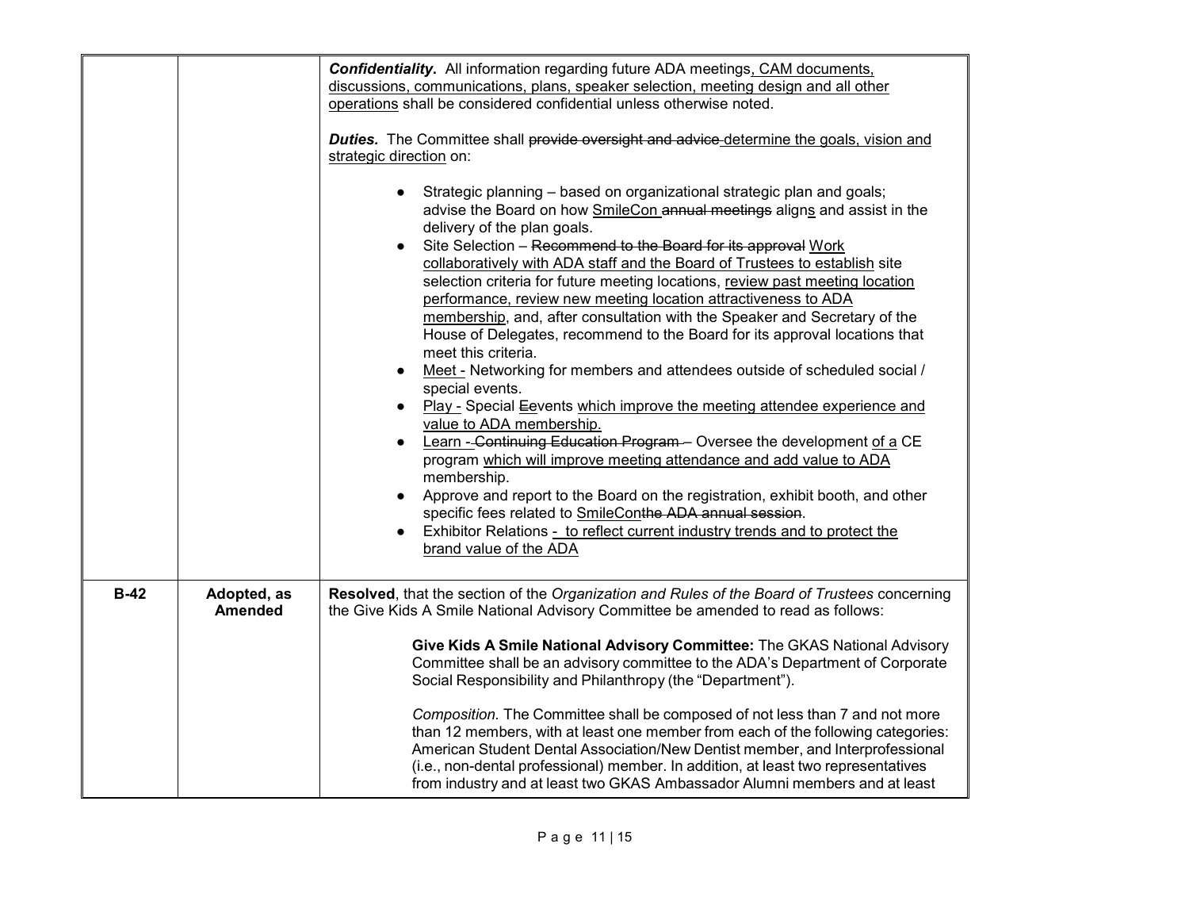| | | ***Confidentiality.*** All information regarding future ADA meetings<u>, CAM documents, discussions, communications, plans, speaker selection, meeting design and all other operations</u> shall be considered confidential unless otherwise noted.<br><br>***Duties.*** The Committee shall ~~provide oversight and advice~~ <u>determine the goals, vision and strategic direction</u> on:<br><br>● Strategic planning – based on organizational strategic plan and goals; advise the Board on how <u>SmileCon</u> ~~annual meetings~~ align<u>s</u> and assist in the delivery of the plan goals.<br>● Site Selection – ~~Recommend to the Board for its approval~~ <u>Work collaboratively with ADA staff and the Board of Trustees to establish</u> site selection criteria for future meeting locations, <u>review past meeting location performance, review new meeting location attractiveness to ADA membership</u>, and, after consultation with the Speaker and Secretary of the House of Delegates, recommend to the Board for its approval locations that meet this criteria.<br>● <u>Meet -</u> Networking for members and attendees outside of scheduled social / special events.<br>● <u>Play -</u> Special ~~E~~<u>e</u>vents <u>which improve the meeting attendee experience and value to ADA membership.</u><br>● <u>Learn -</u> ~~Continuing Education Program~~ – Oversee the development <u>of a</u> CE program <u>which will improve meeting attendance and add value to ADA membership</u>.<br>● Approve and report to the Board on the registration, exhibit booth, and other specific fees related to <u>SmileCon</u>~~the ADA annual session~~.<br>● Exhibitor Relations <u>- to reflect current industry trends and to protect the brand value of the ADA</u> |
|---|---|---|
| **B-42** | **Adopted, as Amended** | **Resolved**, that the section of the *Organization and Rules of the Board of Trustees* concerning the Give Kids A Smile National Advisory Committee be amended to read as follows:<br><br>**Give Kids A Smile National Advisory Committee:** The GKAS National Advisory Committee shall be an advisory committee to the ADA's Department of Corporate Social Responsibility and Philanthropy (the "Department").<br><br>*Composition.* The Committee shall be composed of not less than 7 and not more than 12 members, with at least one member from each of the following categories: American Student Dental Association/New Dentist member, and Interprofessional (i.e., non-dental professional) member. In addition, at least two representatives from industry and at least two GKAS Ambassador Alumni members and at least |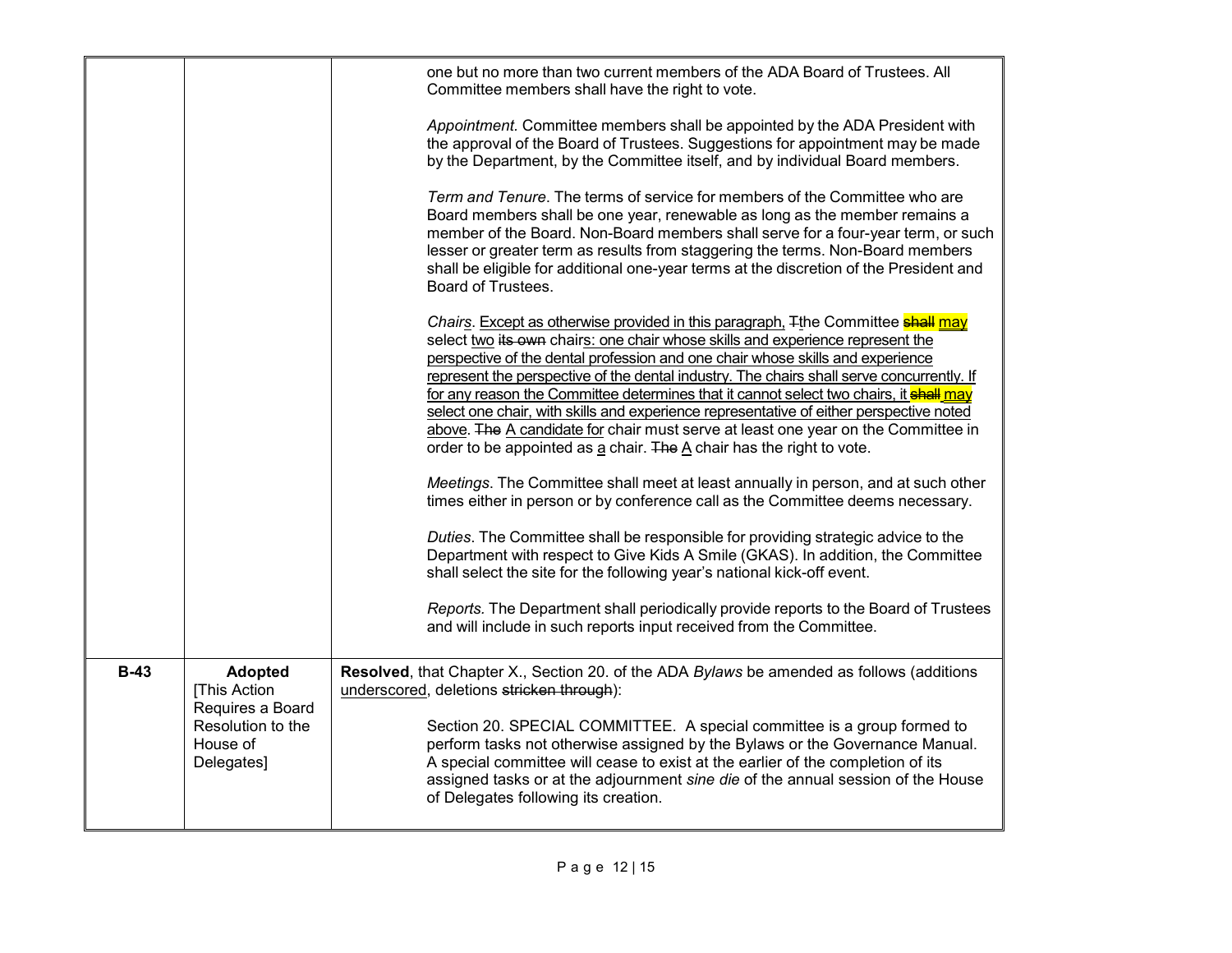| | | |
|---|---|---|
| | | one but no more than two current members of the ADA Board of Trustees. All Committee members shall have the right to vote.<br><br>*Appointment.* Committee members shall be appointed by the ADA President with the approval of the Board of Trustees. Suggestions for appointment may be made by the Department, by the Committee itself, and by individual Board members.<br><br>*Term and Tenure*. The terms of service for members of the Committee who are Board members shall be one year, renewable as long as the member remains a member of the Board. Non-Board members shall serve for a four-year term, or such lesser or greater term as results from staggering the terms. Non-Board members shall be eligible for additional one-year terms at the discretion of the President and Board of Trustees.<br><br>*Chairs*. <u>Except as otherwise provided in this paragraph,</u> ~~T~~<u>t</u>he Committee ~~shall~~ <u>may</u> select <u>two</u> ~~its own~~ chair<u>s: one chair whose skills and experience represent the perspective of the dental profession and one chair whose skills and experience represent the perspective of the dental industry. The chairs shall serve concurrently. If for any reason the Committee determines that it cannot select two chairs, it</u> ~~shall~~ <u>may select one chair, with skills and experience representative of either perspective noted above</u>. ~~The~~ <u>A candidate for</u> chair must serve at least one year on the Committee in order to be appointed as <u>a</u> chair. ~~The~~ <u>A</u> chair has the right to vote.<br><br>*Meetings*. The Committee shall meet at least annually in person, and at such other times either in person or by conference call as the Committee deems necessary.<br><br>*Duties*. The Committee shall be responsible for providing strategic advice to the Department with respect to Give Kids A Smile (GKAS). In addition, the Committee shall select the site for the following year's national kick-off event.<br><br>*Reports*. The Department shall periodically provide reports to the Board of Trustees and will include in such reports input received from the Committee. |
| **B-43** | **Adopted** [This Action Requires a Board Resolution to the House of Delegates] | **Resolved**, that Chapter X., Section 20. of the ADA *Bylaws* be amended as follows (additions <u>underscored</u>, deletions ~~stricken through~~):<br><br>Section 20. SPECIAL COMMITTEE. A special committee is a group formed to perform tasks not otherwise assigned by the Bylaws or the Governance Manual. A special committee will cease to exist at the earlier of the completion of its assigned tasks or at the adjournment *sine die* of the annual session of the House of Delegates following its creation. |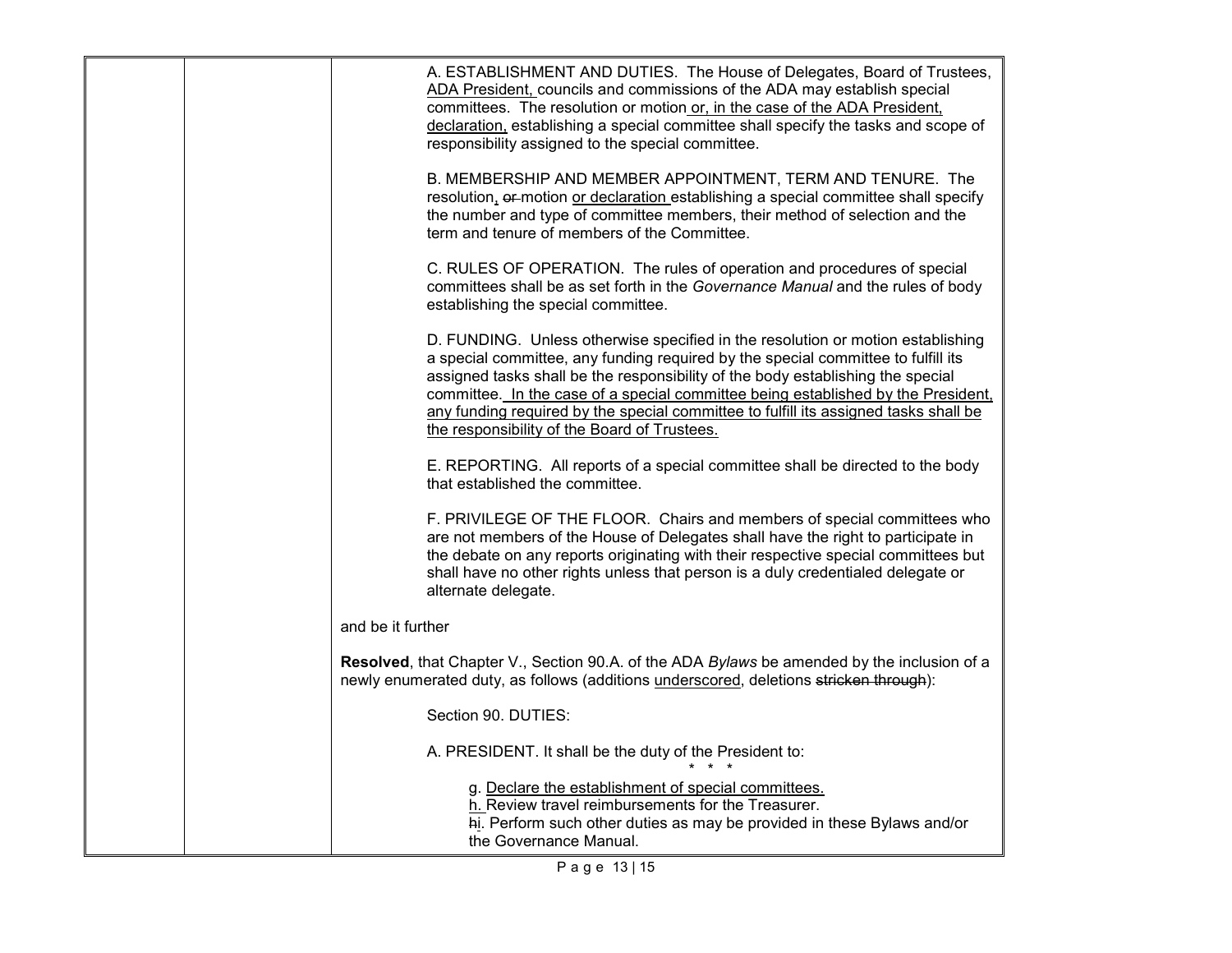A. ESTABLISHMENT AND DUTIES. The House of Delegates, Board of Trustees, <u>ADA President,</u> councils and commissions of the ADA may establish special committees. The resolution or motion <u>or, in the case of the ADA President, declaration,</u> establishing a special committee shall specify the tasks and scope of responsibility assigned to the special committee.

B. MEMBERSHIP AND MEMBER APPOINTMENT, TERM AND TENURE. The resolution<u>,</u> ~~or~~ motion <u>or declaration</u> establishing a special committee shall specify the number and type of committee members, their method of selection and the term and tenure of members of the Committee.

C. RULES OF OPERATION. The rules of operation and procedures of special committees shall be as set forth in the *Governance Manual* and the rules of body establishing the special committee.

D. FUNDING. Unless otherwise specified in the resolution or motion establishing a special committee, any funding required by the special committee to fulfill its assigned tasks shall be the responsibility of the body establishing the special committee. <u>In the case of a special committee being established by the President, any funding required by the special committee to fulfill its assigned tasks shall be the responsibility of the Board of Trustees.</u>

E. REPORTING. All reports of a special committee shall be directed to the body that established the committee.

F. PRIVILEGE OF THE FLOOR. Chairs and members of special committees who are not members of the House of Delegates shall have the right to participate in the debate on any reports originating with their respective special committees but shall have no other rights unless that person is a duly credentialed delegate or alternate delegate.

and be it further

**Resolved**, that Chapter V., Section 90.A. of the ADA *Bylaws* be amended by the inclusion of a newly enumerated duty, as follows (additions <u>underscored</u>, deletions ~~stricken through~~):

Section 90. DUTIES:

A. PRESIDENT. It shall be the duty of the President to:

\* \* \*

g. <u>Declare the establishment of special committees.</u>
<u>h.</u> Review travel reimbursements for the Treasurer.
~~h~~<u>i</u>. Perform such other duties as may be provided in these Bylaws and/or the Governance Manual.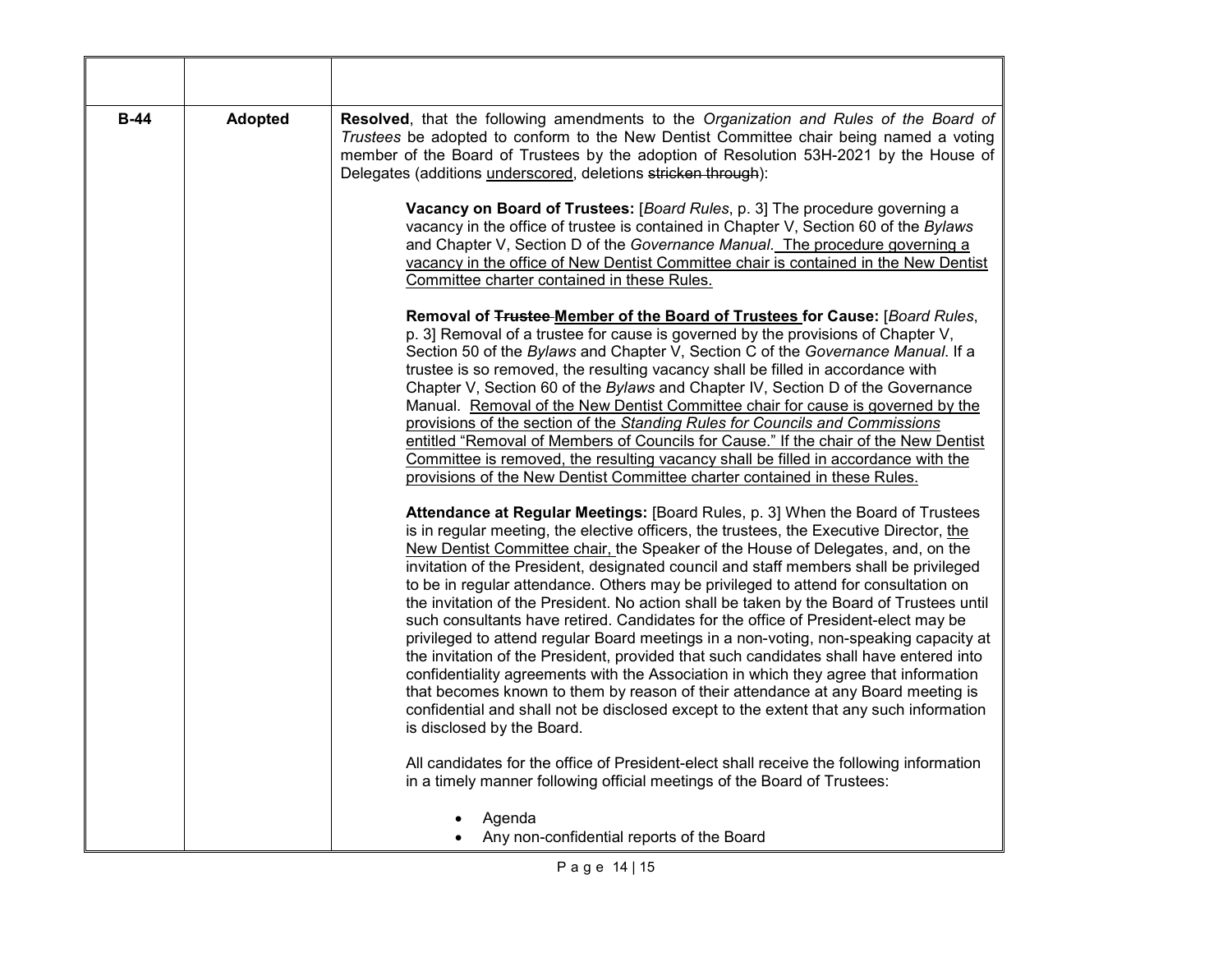| | | |
|---|---|---|
| **B-44** | **Adopted** | **Resolved**, that the following amendments to the *Organization and Rules of the Board of Trustees* be adopted to conform to the New Dentist Committee chair being named a voting member of the Board of Trustees by the adoption of Resolution 53H-2021 by the House of Delegates (additions <u>underscored</u>, deletions ~~stricken through~~):<br><br>**Vacancy on Board of Trustees:** [*Board Rules*, p. 3] The procedure governing a vacancy in the office of trustee is contained in Chapter V, Section 60 of the *Bylaws* and Chapter V, Section D of the *Governance Manual*. <u>The procedure governing a vacancy in the office of New Dentist Committee chair is contained in the New Dentist Committee charter contained in these Rules.</u><br><br>**Removal of ~~Trustee~~ <u>Member of the Board of Trustees</u> for Cause:** [*Board Rules*, p. 3] Removal of a trustee for cause is governed by the provisions of Chapter V, Section 50 of the *Bylaws* and Chapter V, Section C of the *Governance Manual*. If a trustee is so removed, the resulting vacancy shall be filled in accordance with Chapter V, Section 60 of the *Bylaws* and Chapter IV, Section D of the Governance Manual. <u>Removal of the New Dentist Committee chair for cause is governed by the provisions of the section of the *Standing Rules for Councils and Commissions* entitled "Removal of Members of Councils for Cause." If the chair of the New Dentist Committee is removed, the resulting vacancy shall be filled in accordance with the provisions of the New Dentist Committee charter contained in these Rules.</u><br><br>**Attendance at Regular Meetings:** [Board Rules, p. 3] When the Board of Trustees is in regular meeting, the elective officers, the trustees, the Executive Director, <u>the New Dentist Committee chair,</u> the Speaker of the House of Delegates, and, on the invitation of the President, designated council and staff members shall be privileged to be in regular attendance. Others may be privileged to attend for consultation on the invitation of the President. No action shall be taken by the Board of Trustees until such consultants have retired. Candidates for the office of President-elect may be privileged to attend regular Board meetings in a non-voting, non-speaking capacity at the invitation of the President, provided that such candidates shall have entered into confidentiality agreements with the Association in which they agree that information that becomes known to them by reason of their attendance at any Board meeting is confidential and shall not be disclosed except to the extent that any such information is disclosed by the Board.<br><br>All candidates for the office of President-elect shall receive the following information in a timely manner following official meetings of the Board of Trustees:<br><br>• Agenda<br>• Any non-confidential reports of the Board |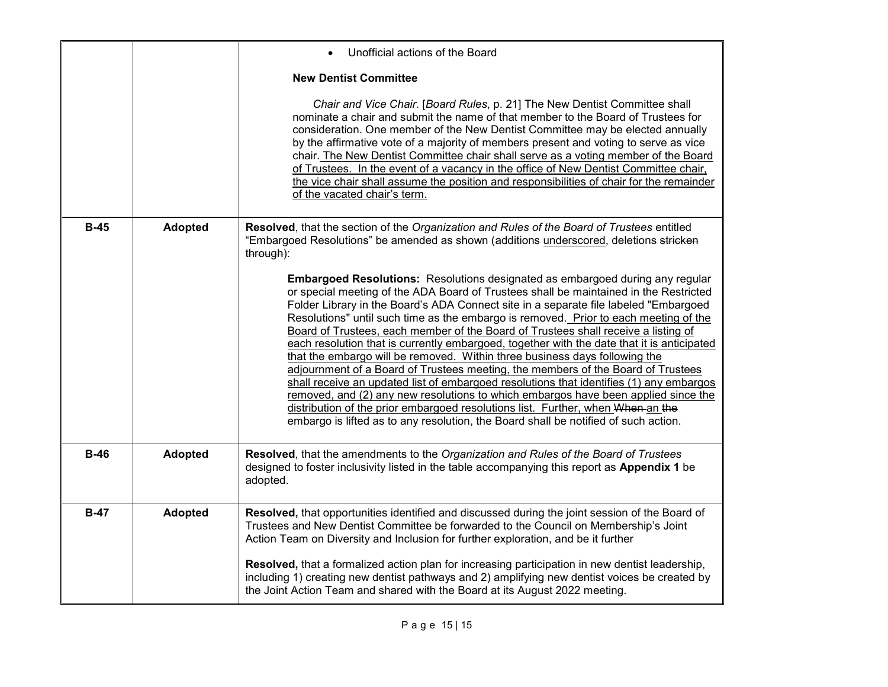| | | |
|---|---|---|
| | | • Unofficial actions of the Board<br><br>**New Dentist Committee**<br><br>*Chair and Vice Chair*. [*Board Rules*, p. 21] The New Dentist Committee shall nominate a chair and submit the name of that member to the Board of Trustees for consideration. One member of the New Dentist Committee may be elected annually by the affirmative vote of a majority of members present and voting to serve as vice chair. <u>The New Dentist Committee chair shall serve as a voting member of the Board of Trustees. In the event of a vacancy in the office of New Dentist Committee chair, the vice chair shall assume the position and responsibilities of chair for the remainder of the vacated chair's term.</u> |
| **B-45** | **Adopted** | **Resolved**, that the section of the *Organization and Rules of the Board of Trustees* entitled "Embargoed Resolutions" be amended as shown (additions <u>underscored</u>, deletions ~~stricken through~~):<br><br>**Embargoed Resolutions:** Resolutions designated as embargoed during any regular or special meeting of the ADA Board of Trustees shall be maintained in the Restricted Folder Library in the Board's ADA Connect site in a separate file labeled "Embargoed Resolutions" until such time as the embargo is removed. <u>Prior to each meeting of the Board of Trustees, each member of the Board of Trustees shall receive a listing of each resolution that is currently embargoed, together with the date that it is anticipated that the embargo will be removed. Within three business days following the adjournment of a Board of Trustees meeting, the members of the Board of Trustees shall receive an updated list of embargoed resolutions that identifies (1) any embargos removed, and (2) any new resolutions to which embargos have been applied since the distribution of the prior embargoed resolutions list. Further, when</u> ~~When~~ <u>an</u> ~~the~~ embargo is lifted as to any resolution, the Board shall be notified of such action. |
| **B-46** | **Adopted** | **Resolved**, that the amendments to the *Organization and Rules of the Board of Trustees* designed to foster inclusivity listed in the table accompanying this report as **Appendix 1** be adopted. |
| **B-47** | **Adopted** | **Resolved,** that opportunities identified and discussed during the joint session of the Board of Trustees and New Dentist Committee be forwarded to the Council on Membership's Joint Action Team on Diversity and Inclusion for further exploration, and be it further<br><br>**Resolved,** that a formalized action plan for increasing participation in new dentist leadership, including 1) creating new dentist pathways and 2) amplifying new dentist voices be created by the Joint Action Team and shared with the Board at its August 2022 meeting. |